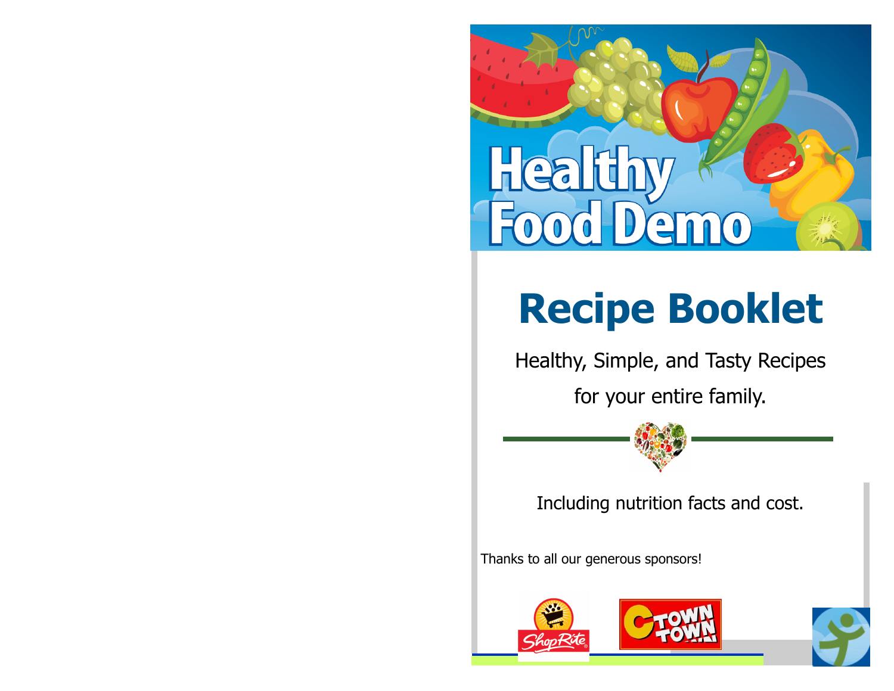# Healthy Food Demo

# Recipe Booklet

Healthy, Simple, and Tasty Recipes

for your entire family.

Including nutrition facts and cost.

Thanks to all our generous sponsors!

ShopRite

C Town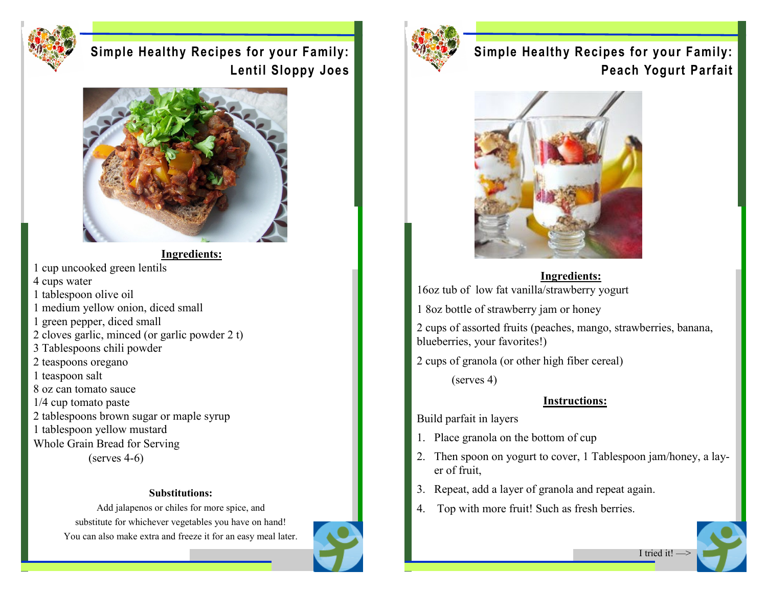# Simple Healthy Recipes for your Family: Lentil Sloppy Joes

**Ingredients:**

1 cup uncooked green lentils
4 cups water
1 tablespoon olive oil
1 medium yellow onion, diced small
1 green pepper, diced small
2 cloves garlic, minced (or garlic powder 2 t)
3 Tablespoons chili powder
2 teaspoons oregano
1 teaspoon salt
8 oz can tomato sauce
1/4 cup tomato paste
2 tablespoons brown sugar or maple syrup
1 tablespoon yellow mustard
Whole Grain Bread for Serving

(serves 4-6)

**Substitutions:**

Add jalapenos or chiles for more spice, and substitute for whichever vegetables you have on hand! You can also make extra and freeze it for an easy meal later.

# Simple Healthy Recipes for your Family: Peach Yogurt Parfait

**Ingredients:**

16oz tub of low fat vanilla/strawberry yogurt

1 8oz bottle of strawberry jam or honey

2 cups of assorted fruits (peaches, mango, strawberries, banana, blueberries, your favorites!)

2 cups of granola (or other high fiber cereal)

(serves 4)

**Instructions:**

Build parfait in layers

1. Place granola on the bottom of cup
2. Then spoon on yogurt to cover, 1 Tablespoon jam/honey, a layer of fruit,
3. Repeat, add a layer of granola and repeat again.
4. Top with more fruit! Such as fresh berries.

I tried it! —>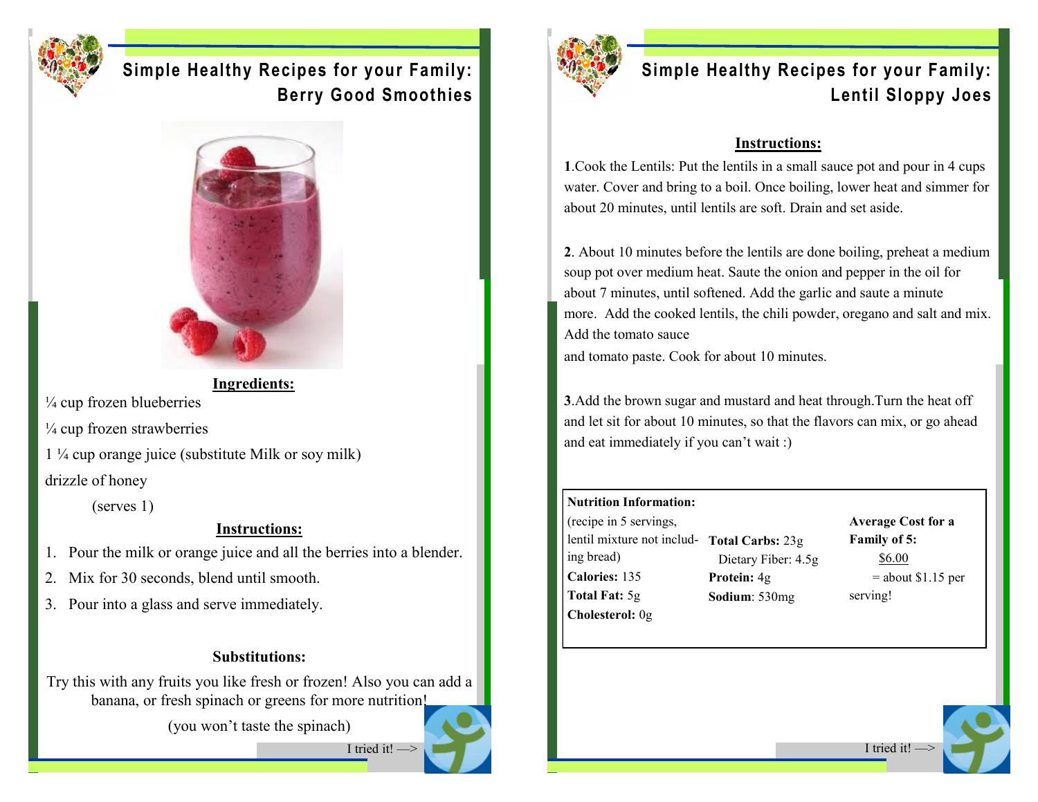# Simple Healthy Recipes for your Family: Berry Good Smoothies

**Ingredients:**

¼ cup frozen blueberries

¼ cup frozen strawberries

1 ¼ cup orange juice (substitute Milk or soy milk)

drizzle of honey

(serves 1)

**Instructions:**

1. Pour the milk or orange juice and all the berries into a blender.
2. Mix for 30 seconds, blend until smooth.
3. Pour into a glass and serve immediately.

**Substitutions:**

Try this with any fruits you like fresh or frozen! Also you can add a banana, or fresh spinach or greens for more nutrition!

(you won't taste the spinach)

I tried it! —>

# Simple Healthy Recipes for your Family: Lentil Sloppy Joes

**Instructions:**

**1**.Cook the Lentils: Put the lentils in a small sauce pot and pour in 4 cups water. Cover and bring to a boil. Once boiling, lower heat and simmer for about 20 minutes, until lentils are soft. Drain and set aside.

**2**. About 10 minutes before the lentils are done boiling, preheat a medium soup pot over medium heat. Saute the onion and pepper in the oil for about 7 minutes, until softened. Add the garlic and saute a minute more. Add the cooked lentils, the chili powder, oregano and salt and mix. Add the tomato sauce

and tomato paste. Cook for about 10 minutes.

**3**.Add the brown sugar and mustard and heat through.Turn the heat off and let sit for about 10 minutes, so that the flavors can mix, or go ahead and eat immediately if you can't wait :)

**Nutrition Information:**

(recipe in 5 servings, lentil mixture not including bread)

**Calories:** 135

**Total Fat:** 5g

**Cholesterol:** 0g

**Total Carbs:** 23g

Dietary Fiber: 4.5g

**Protein:** 4g

**Sodium**: 530mg

**Average Cost for a Family of 5:**

$6.00

= about $1.15 per serving!

I tried it! —>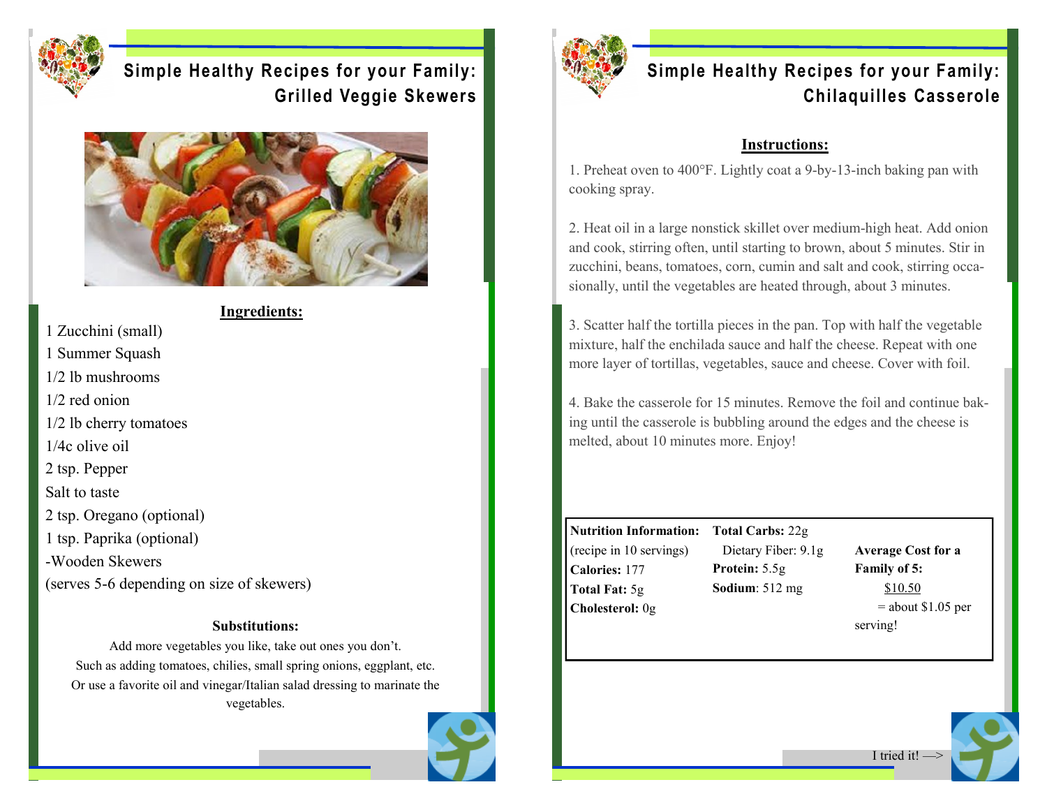# Simple Healthy Recipes for your Family: Grilled Veggie Skewers

**Ingredients:**

1 Zucchini (small)
1 Summer Squash
1/2 lb mushrooms
1/2 red onion
1/2 lb cherry tomatoes
1/4c olive oil
2 tsp. Pepper
Salt to taste
2 tsp. Oregano (optional)
1 tsp. Paprika (optional)
-Wooden Skewers
(serves 5-6 depending on size of skewers)

**Substitutions:**

Add more vegetables you like, take out ones you don't.
Such as adding tomatoes, chilies, small spring onions, eggplant, etc.
Or use a favorite oil and vinegar/Italian salad dressing to marinate the vegetables.

# Simple Healthy Recipes for your Family: Chilaquilles Casserole

**Instructions:**

1. Preheat oven to 400°F. Lightly coat a 9-by-13-inch baking pan with cooking spray.

2. Heat oil in a large nonstick skillet over medium-high heat. Add onion and cook, stirring often, until starting to brown, about 5 minutes. Stir in zucchini, beans, tomatoes, corn, cumin and salt and cook, stirring occasionally, until the vegetables are heated through, about 3 minutes.

3. Scatter half the tortilla pieces in the pan. Top with half the vegetable mixture, half the enchilada sauce and half the cheese. Repeat with one more layer of tortillas, vegetables, sauce and cheese. Cover with foil.

4. Bake the casserole for 15 minutes. Remove the foil and continue baking until the casserole is bubbling around the edges and the cheese is melted, about 10 minutes more. Enjoy!

**Nutrition Information:** (recipe in 10 servings)
**Calories:** 177
**Total Fat:** 5g
**Cholesterol:** 0g
**Total Carbs:** 22g
Dietary Fiber: 9.1g
**Protein:** 5.5g
**Sodium**: 512 mg

**Average Cost for a Family of 5:**
$10.50
= about $1.05 per serving!

I tried it! —>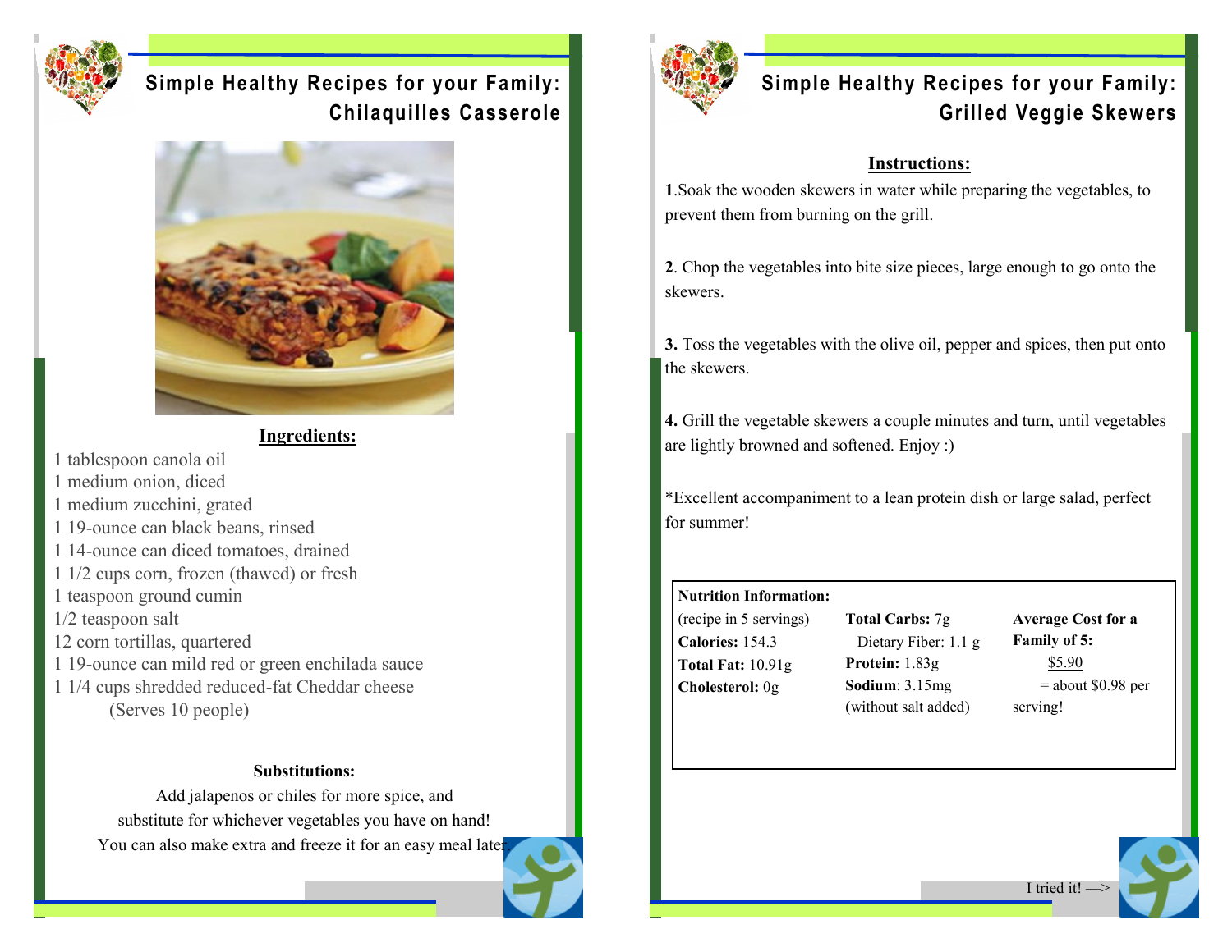# Simple Healthy Recipes for your Family: Chilaquilles Casserole

## Ingredients:

1 tablespoon canola oil
1 medium onion, diced
1 medium zucchini, grated
1 19-ounce can black beans, rinsed
1 14-ounce can diced tomatoes, drained
1 1/2 cups corn, frozen (thawed) or fresh
1 teaspoon ground cumin
1/2 teaspoon salt
12 corn tortillas, quartered
1 19-ounce can mild red or green enchilada sauce
1 1/4 cups shredded reduced-fat Cheddar cheese
(Serves 10 people)

**Substitutions:**

Add jalapenos or chiles for more spice, and substitute for whichever vegetables you have on hand! You can also make extra and freeze it for an easy meal later.

# Simple Healthy Recipes for your Family: Grilled Veggie Skewers

## Instructions:

**1**.Soak the wooden skewers in water while preparing the vegetables, to prevent them from burning on the grill.

**2**. Chop the vegetables into bite size pieces, large enough to go onto the skewers.

**3.** Toss the vegetables with the olive oil, pepper and spices, then put onto the skewers.

**4.** Grill the vegetable skewers a couple minutes and turn, until vegetables are lightly browned and softened. Enjoy :)

*Excellent accompaniment to a lean protein dish or large salad, perfect for summer!

**Nutrition Information:**
(recipe in 5 servings)
**Calories:** 154.3
**Total Fat:** 10.91g
**Cholesterol:** 0g

**Total Carbs:** 7g
Dietary Fiber: 1.1 g
**Protein:** 1.83g
**Sodium**: 3.15mg
(without salt added)

**Average Cost for a Family of 5:**
$5.90
= about $0.98 per serving!

I tried it! —>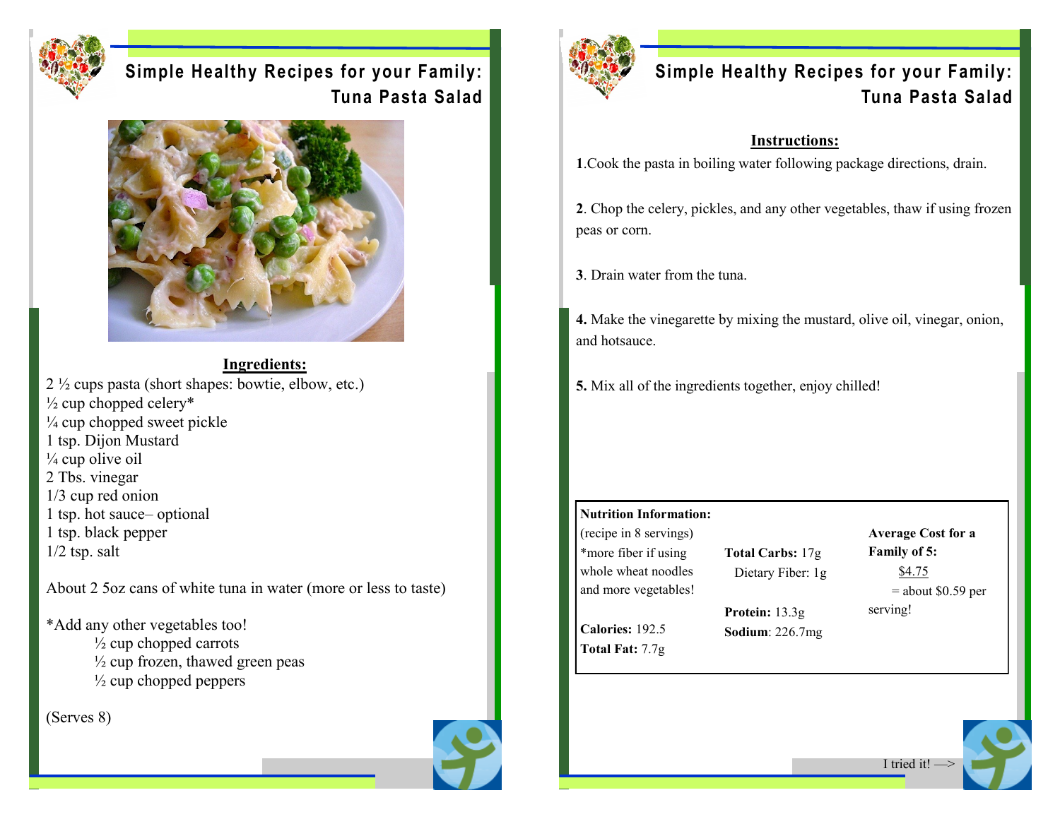# Simple Healthy Recipes for your Family: Tuna Pasta Salad

## Ingredients:

2 ½ cups pasta (short shapes: bowtie, elbow, etc.)
½ cup chopped celery*
¼ cup chopped sweet pickle
1 tsp. Dijon Mustard
¼ cup olive oil
2 Tbs. vinegar
1/3 cup red onion
1 tsp. hot sauce– optional
1 tsp. black pepper
1/2 tsp. salt

About 2 5oz cans of white tuna in water (more or less to taste)

*Add any other vegetables too!
- ½ cup chopped carrots
- ½ cup frozen, thawed green peas
- ½ cup chopped peppers

(Serves 8)

# Simple Healthy Recipes for your Family: Tuna Pasta Salad

## Instructions:

**1**.Cook the pasta in boiling water following package directions, drain.

**2**. Chop the celery, pickles, and any other vegetables, thaw if using frozen peas or corn.

**3**. Drain water from the tuna.

**4.** Make the vinegarette by mixing the mustard, olive oil, vinegar, onion, and hotsauce.

**5.** Mix all of the ingredients together, enjoy chilled!

**Nutrition Information:**
(recipe in 8 servings)
*more fiber if using whole wheat noodles and more vegetables!

**Calories:** 192.5
**Total Fat:** 7.7g

**Total Carbs:** 17g
Dietary Fiber: 1g

**Protein:** 13.3g
**Sodium**: 226.7mg

**Average Cost for a Family of 5:**
$4.75
= about $0.59 per serving!

I tried it! —>